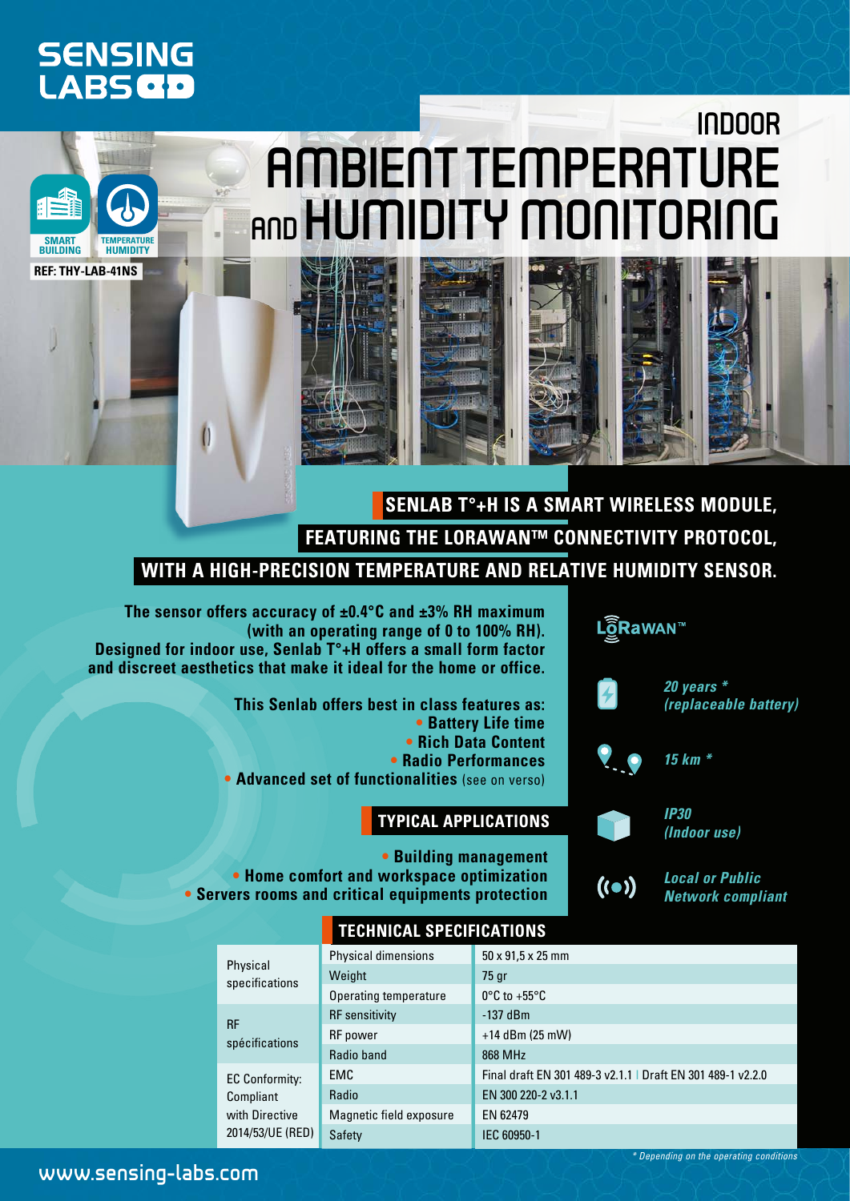# SENSING LABS

SMART BUILDING | TEMPERATURE HUMIDITY

REF: THY-LAB-41NS

# INDOOR AMBIENT TEMPERATURE AND HUMIDITY MONITORING

## SENLAB T°+H IS A SMART WIRELESS MODULE, FEATURING THE LORAWAN™ CONNECTIVITY PROTOCOL, WITH A HIGH-PRECISION TEMPERATURE AND RELATIVE HUMIDITY SENSOR.

**The sensor offers accuracy of ±0.4°C and ±3% RH maximum (with an operating range of 0 to 100% RH). Designed for indoor use, Senlab T°+H offers a small form factor and discreet aesthetics that make it ideal for the home or office.**

**This Senlab offers best in class features as:**

- **Battery Life time**
- **Rich Data Content**
- **Radio Performances**
- **Advanced set of functionalities** (see on verso)

LoRaWAN™

- *20 years * (replaceable battery)*
- *15 km **
- *IP30 (Indoor use)*
- *Local or Public Network compliant*

### TYPICAL APPLICATIONS

- **Building management**
- **Home comfort and workspace optimization**
- **Servers rooms and critical equipments protection**

### TECHNICAL SPECIFICATIONS

| | | |
|---|---|---|
| Physical specifications | Physical dimensions | 50 x 91,5 x 25 mm |
| | Weight | 75 gr |
| | Operating temperature | 0°C to +55°C |
| RF spécifications | RF sensitivity | -137 dBm |
| | RF power | +14 dBm (25 mW) |
| | Radio band | 868 MHz |
| EC Conformity: Compliant with Directive 2014/53/UE (RED) | EMC | Final draft EN 301 489-3 v2.1.1 \| Draft EN 301 489-1 v2.2.0 |
| | Radio | EN 300 220-2 v3.1.1 |
| | Magnetic field exposure | EN 62479 |
| | Safety | IEC 60950-1 |

*\* Depending on the operating conditions*

www.sensing-labs.com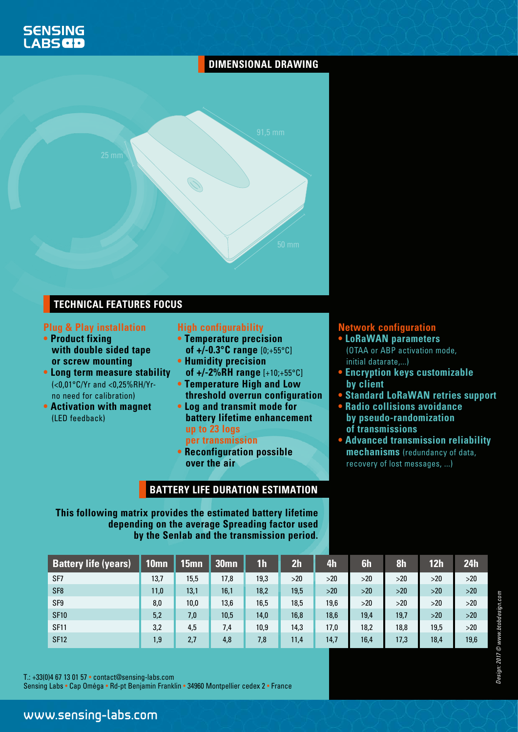## DIMENSIONAL DRAWING

25 mm

91,5 mm

50 mm

## TECHNICAL FEATURES FOCUS

### Plug & Play installation

- **Product fixing with double sided tape or screw mounting**
- **Long term measure stability** (<0,01°C/Yr and <0,25%RH/Yr- no need for calibration)
- **Activation with magnet** (LED feedback)

### High configurability

- **Temperature precision of +/-0.3°C range** [0;+55°C]
- **Humidity precision of +/-2%RH range** [+10;+55°C]
- **Temperature High and Low threshold overrun configuration**
- **Log and transmit mode for battery lifetime enhancement** up to 23 logs per transmission
- **Reconfiguration possible over the air**

### Network configuration

- **LoRaWAN parameters** (OTAA or ABP activation mode, initial datarate,...)
- **Encryption keys customizable by client**
- **Standard LoRaWAN retries support**
- **Radio collisions avoidance by pseudo-randomization of transmissions**
- **Advanced transmission reliability mechanisms** (redundancy of data, recovery of lost messages, ...)

## BATTERY LIFE DURATION ESTIMATION

**This following matrix provides the estimated battery lifetime depending on the average Spreading factor used by the Senlab and the transmission period.**

| Battery life (years) | 10mn | 15mn | 30mn | 1h | 2h | 4h | 6h | 8h | 12h | 24h |
|---|---|---|---|---|---|---|---|---|---|---|
| SF7 | 13,7 | 15,5 | 17,8 | 19,3 | >20 | >20 | >20 | >20 | >20 | >20 |
| SF8 | 11,0 | 13,1 | 16,1 | 18,2 | 19,5 | >20 | >20 | >20 | >20 | >20 |
| SF9 | 8,0 | 10,0 | 13,6 | 16,5 | 18,5 | 19,6 | >20 | >20 | >20 | >20 |
| SF10 | 5,2 | 7,0 | 10,5 | 14,0 | 16,8 | 18,6 | 19,4 | 19,7 | >20 | >20 |
| SF11 | 3,2 | 4,5 | 7,4 | 10,9 | 14,3 | 17,0 | 18,2 | 18,8 | 19,5 | >20 |
| SF12 | 1,9 | 2,7 | 4,8 | 7,8 | 11,4 | 14,7 | 16,4 | 17,3 | 18,4 | 19,6 |

T.: +33(0)4 67 13 01 57 • contact@sensing-labs.com
Sensing Labs • Cap Oméga • Rd-pt Benjamin Franklin • 34960 Montpellier cedex 2 • France

www.sensing-labs.com

*Design: 2017 © www.btobdesign.com*